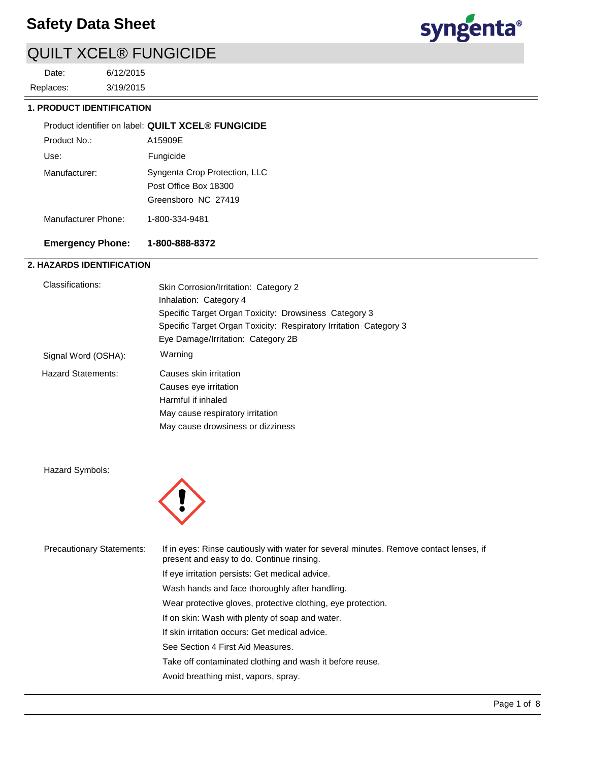# Safety Data Sheet

## QUILT XCEL® FUNGICIDE

Date: 6/12/2015

Replaces: 3/19/2015

### 1. PRODUCT IDENTIFICATION

| | |
|---|---|
| Product identifier on label: | **QUILT XCEL® FUNGICIDE** |
| Product No.: | A15909E |
| Use: | Fungicide |
| Manufacturer: | Syngenta Crop Protection, LLC<br>Post Office Box 18300<br>Greensboro NC 27419 |
| Manufacturer Phone: | 1-800-334-9481 |
| **Emergency Phone:** | **1-800-888-8372** |

### 2. HAZARDS IDENTIFICATION

**Classifications:**

Skin Corrosion/Irritation: Category 2
Inhalation: Category 4
Specific Target Organ Toxicity: Drowsiness Category 3
Specific Target Organ Toxicity: Respiratory Irritation Category 3
Eye Damage/Irritation: Category 2B

**Signal Word (OSHA):** Warning

**Hazard Statements:**

Causes skin irritation
Causes eye irritation
Harmful if inhaled
May cause respiratory irritation
May cause drowsiness or dizziness

**Hazard Symbols:**

**Precautionary Statements:**

If in eyes: Rinse cautiously with water for several minutes. Remove contact lenses, if present and easy to do. Continue rinsing.

If eye irritation persists: Get medical advice.

Wash hands and face thoroughly after handling.

Wear protective gloves, protective clothing, eye protection.

If on skin: Wash with plenty of soap and water.

If skin irritation occurs: Get medical advice.

See Section 4 First Aid Measures.

Take off contaminated clothing and wash it before reuse.

Avoid breathing mist, vapors, spray.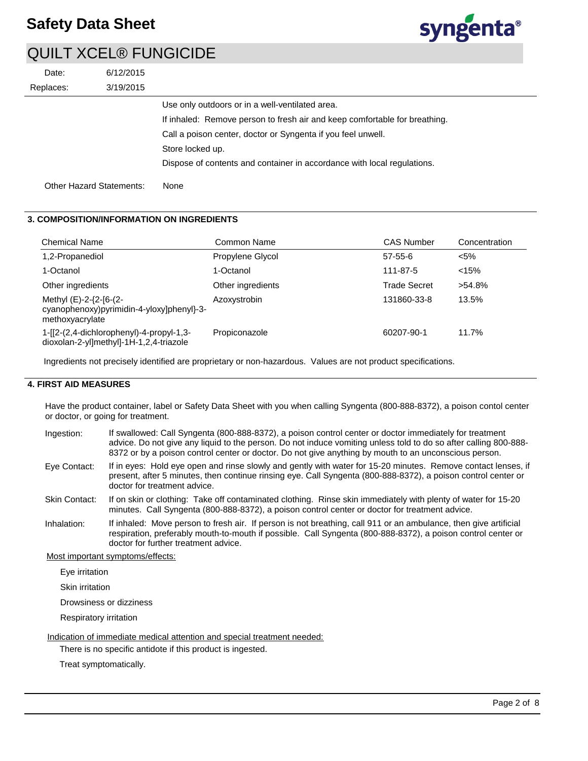Use only outdoors or in a well-ventilated area.

If inhaled: Remove person to fresh air and keep comfortable for breathing.

Call a poison center, doctor or Syngenta if you feel unwell.

Store locked up.

Dispose of contents and container in accordance with local regulations.

Other Hazard Statements: None

## 3. COMPOSITION/INFORMATION ON INGREDIENTS

| Chemical Name | Common Name | CAS Number | Concentration |
|---|---|---|---|
| 1,2-Propanediol | Propylene Glycol | 57-55-6 | <5% |
| 1-Octanol | 1-Octanol | 111-87-5 | <15% |
| Other ingredients | Other ingredients | Trade Secret | >54.8% |
| Methyl (E)-2-{2-[6-(2-cyanophenoxy)pyrimidin-4-yloxy]phenyl}-3-methoxyacrylate | Azoxystrobin | 131860-33-8 | 13.5% |
| 1-[[2-(2,4-dichlorophenyl)-4-propyl-1,3-dioxolan-2-yl]methyl]-1H-1,2,4-triazole | Propiconazole | 60207-90-1 | 11.7% |

Ingredients not precisely identified are proprietary or non-hazardous. Values are not product specifications.

## 4. FIRST AID MEASURES

Have the product container, label or Safety Data Sheet with you when calling Syngenta (800-888-8372), a poison contol center or doctor, or going for treatment.

**Ingestion:** If swallowed: Call Syngenta (800-888-8372), a poison control center or doctor immediately for treatment advice. Do not give any liquid to the person. Do not induce vomiting unless told to do so after calling 800-888-8372 or by a poison control center or doctor. Do not give anything by mouth to an unconscious person.

**Eye Contact:** If in eyes: Hold eye open and rinse slowly and gently with water for 15-20 minutes. Remove contact lenses, if present, after 5 minutes, then continue rinsing eye. Call Syngenta (800-888-8372), a poison control center or doctor for treatment advice.

**Skin Contact:** If on skin or clothing: Take off contaminated clothing. Rinse skin immediately with plenty of water for 15-20 minutes. Call Syngenta (800-888-8372), a poison control center or doctor for treatment advice.

**Inhalation:** If inhaled: Move person to fresh air. If person is not breathing, call 911 or an ambulance, then give artificial respiration, preferably mouth-to-mouth if possible. Call Syngenta (800-888-8372), a poison control center or doctor for further treatment advice.

Most important symptoms/effects:

Eye irritation

Skin irritation

Drowsiness or dizziness

Respiratory irritation

Indication of immediate medical attention and special treatment needed:

There is no specific antidote if this product is ingested.

Treat symptomatically.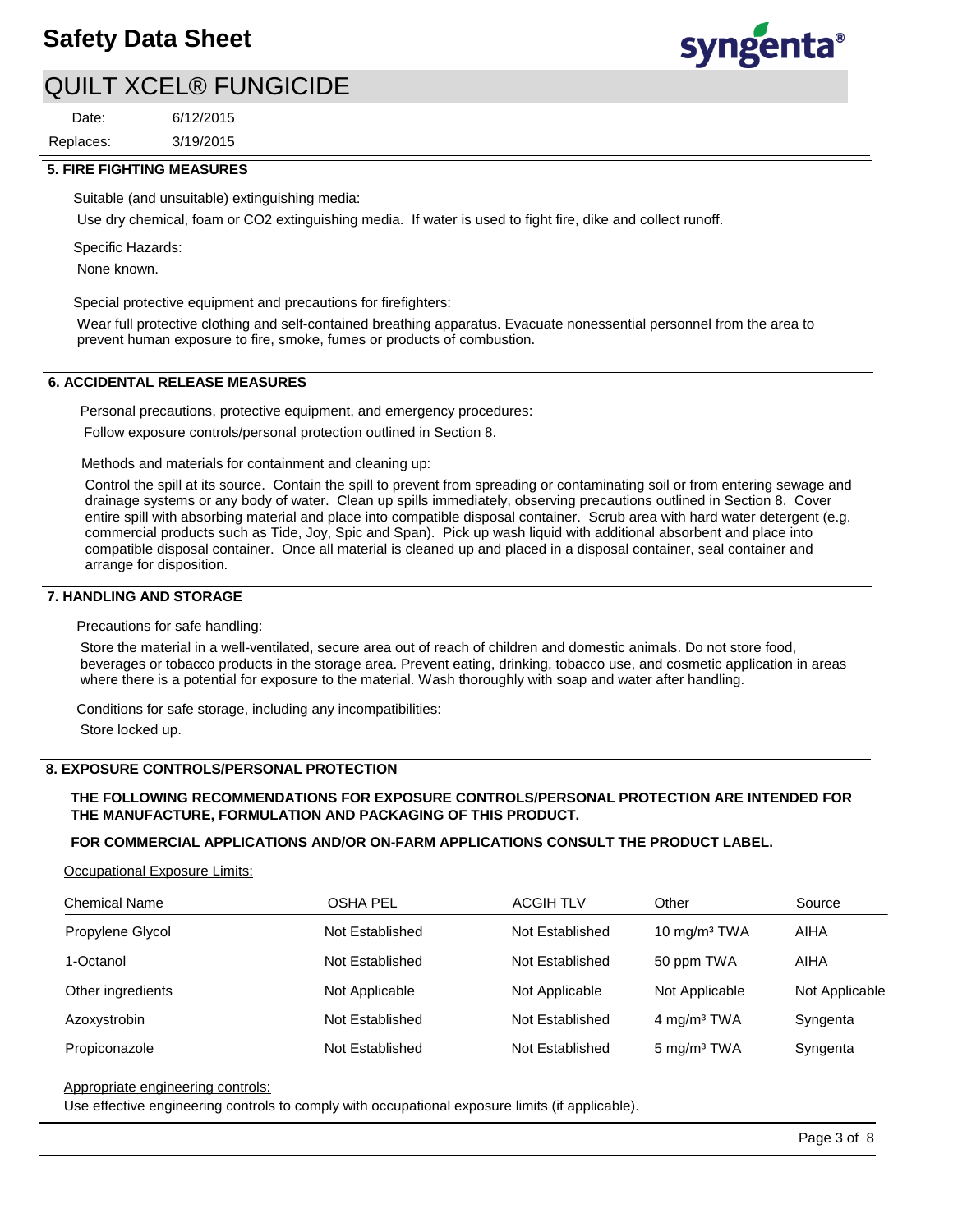## 5. FIRE FIGHTING MEASURES

Suitable (and unsuitable) extinguishing media:

Use dry chemical, foam or CO2 extinguishing media. If water is used to fight fire, dike and collect runoff.

Specific Hazards:

None known.

Special protective equipment and precautions for firefighters:

Wear full protective clothing and self-contained breathing apparatus. Evacuate nonessential personnel from the area to prevent human exposure to fire, smoke, fumes or products of combustion.

## 6. ACCIDENTAL RELEASE MEASURES

Personal precautions, protective equipment, and emergency procedures:

Follow exposure controls/personal protection outlined in Section 8.

Methods and materials for containment and cleaning up:

Control the spill at its source. Contain the spill to prevent from spreading or contaminating soil or from entering sewage and drainage systems or any body of water. Clean up spills immediately, observing precautions outlined in Section 8. Cover entire spill with absorbing material and place into compatible disposal container. Scrub area with hard water detergent (e.g. commercial products such as Tide, Joy, Spic and Span). Pick up wash liquid with additional absorbent and place into compatible disposal container. Once all material is cleaned up and placed in a disposal container, seal container and arrange for disposition.

## 7. HANDLING AND STORAGE

Precautions for safe handling:

Store the material in a well-ventilated, secure area out of reach of children and domestic animals. Do not store food, beverages or tobacco products in the storage area. Prevent eating, drinking, tobacco use, and cosmetic application in areas where there is a potential for exposure to the material. Wash thoroughly with soap and water after handling.

Conditions for safe storage, including any incompatibilities:

Store locked up.

## 8. EXPOSURE CONTROLS/PERSONAL PROTECTION

**THE FOLLOWING RECOMMENDATIONS FOR EXPOSURE CONTROLS/PERSONAL PROTECTION ARE INTENDED FOR THE MANUFACTURE, FORMULATION AND PACKAGING OF THIS PRODUCT.**

**FOR COMMERCIAL APPLICATIONS AND/OR ON-FARM APPLICATIONS CONSULT THE PRODUCT LABEL.**

Occupational Exposure Limits:

| Chemical Name | OSHA PEL | ACGIH TLV | Other | Source |
|---|---|---|---|---|
| Propylene Glycol | Not Established | Not Established | 10 mg/m³ TWA | AIHA |
| 1-Octanol | Not Established | Not Established | 50 ppm TWA | AIHA |
| Other ingredients | Not Applicable | Not Applicable | Not Applicable | Not Applicable |
| Azoxystrobin | Not Established | Not Established | 4 mg/m³ TWA | Syngenta |
| Propiconazole | Not Established | Not Established | 5 mg/m³ TWA | Syngenta |

Appropriate engineering controls:

Use effective engineering controls to comply with occupational exposure limits (if applicable).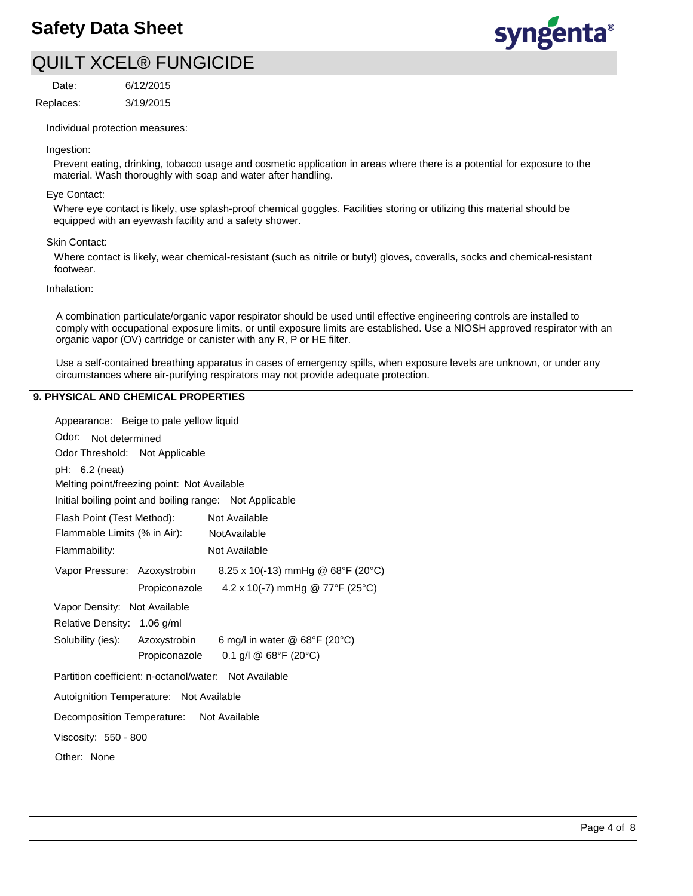Individual protection measures:

Ingestion:

Prevent eating, drinking, tobacco usage and cosmetic application in areas where there is a potential for exposure to the material. Wash thoroughly with soap and water after handling.

Eye Contact:

Where eye contact is likely, use splash-proof chemical goggles. Facilities storing or utilizing this material should be equipped with an eyewash facility and a safety shower.

Skin Contact:

Where contact is likely, wear chemical-resistant (such as nitrile or butyl) gloves, coveralls, socks and chemical-resistant footwear.

Inhalation:

A combination particulate/organic vapor respirator should be used until effective engineering controls are installed to comply with occupational exposure limits, or until exposure limits are established. Use a NIOSH approved respirator with an organic vapor (OV) cartridge or canister with any R, P or HE filter.

Use a self-contained breathing apparatus in cases of emergency spills, when exposure levels are unknown, or under any circumstances where air-purifying respirators may not provide adequate protection.

## 9. PHYSICAL AND CHEMICAL PROPERTIES

Appearance: Beige to pale yellow liquid

Odor: Not determined

Odor Threshold: Not Applicable

pH: 6.2 (neat)

Melting point/freezing point: Not Available

Initial boiling point and boiling range: Not Applicable

Flash Point (Test Method): Not Available

Flammable Limits (% in Air): NotAvailable

Flammability: Not Available

Vapor Pressure: Azoxystrobin 8.25 x 10(-13) mmHg @ 68°F (20°C)

Propiconazole 4.2 x 10(-7) mmHg @ 77°F (25°C)

Vapor Density: Not Available

Relative Density: 1.06 g/ml

Solubility (ies): Azoxystrobin 6 mg/l in water @ 68°F (20°C)

Propiconazole 0.1 g/l @ 68°F (20°C)

Partition coefficient: n-octanol/water: Not Available

Autoignition Temperature: Not Available

Decomposition Temperature: Not Available

Viscosity: 550 - 800

Other: None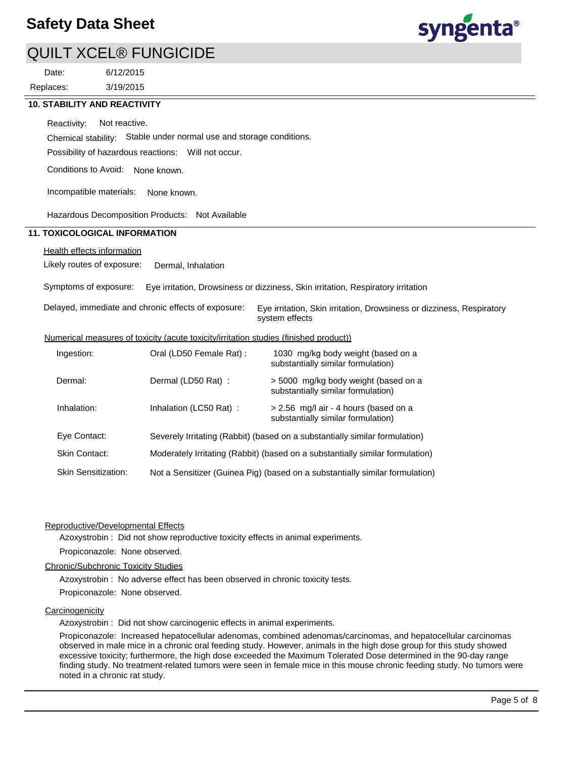## 10. STABILITY AND REACTIVITY

Reactivity: Not reactive.

Chemical stability: Stable under normal use and storage conditions.

Possibility of hazardous reactions: Will not occur.

Conditions to Avoid: None known.

Incompatible materials: None known.

Hazardous Decomposition Products: Not Available

## 11. TOXICOLOGICAL INFORMATION

Health effects information

Likely routes of exposure: Dermal, Inhalation

Symptoms of exposure: Eye irritation, Drowsiness or dizziness, Skin irritation, Respiratory irritation

Delayed, immediate and chronic effects of exposure: Eye irritation, Skin irritation, Drowsiness or dizziness, Respiratory system effects

Numerical measures of toxicity (acute toxicity/irritation studies (finished product))

| | | |
|---|---|---|
| Ingestion: | Oral (LD50 Female Rat) : | 1030 mg/kg body weight (based on a substantially similar formulation) |
| Dermal: | Dermal (LD50 Rat) : | > 5000 mg/kg body weight (based on a substantially similar formulation) |
| Inhalation: | Inhalation (LC50 Rat) : | > 2.56 mg/l air - 4 hours (based on a substantially similar formulation) |
| Eye Contact: | Severely Irritating (Rabbit) (based on a substantially similar formulation) | |
| Skin Contact: | Moderately Irritating (Rabbit) (based on a substantially similar formulation) | |
| Skin Sensitization: | Not a Sensitizer (Guinea Pig) (based on a substantially similar formulation) | |

Reproductive/Developmental Effects

Azoxystrobin : Did not show reproductive toxicity effects in animal experiments.

Propiconazole: None observed.

Chronic/Subchronic Toxicity Studies

Azoxystrobin : No adverse effect has been observed in chronic toxicity tests.

Propiconazole: None observed.

Carcinogenicity

Azoxystrobin : Did not show carcinogenic effects in animal experiments.

Propiconazole: Increased hepatocellular adenomas, combined adenomas/carcinomas, and hepatocellular carcinomas observed in male mice in a chronic oral feeding study. However, animals in the high dose group for this study showed excessive toxicity; furthermore, the high dose exceeded the Maximum Tolerated Dose determined in the 90-day range finding study. No treatment-related tumors were seen in female mice in this mouse chronic feeding study. No tumors were noted in a chronic rat study.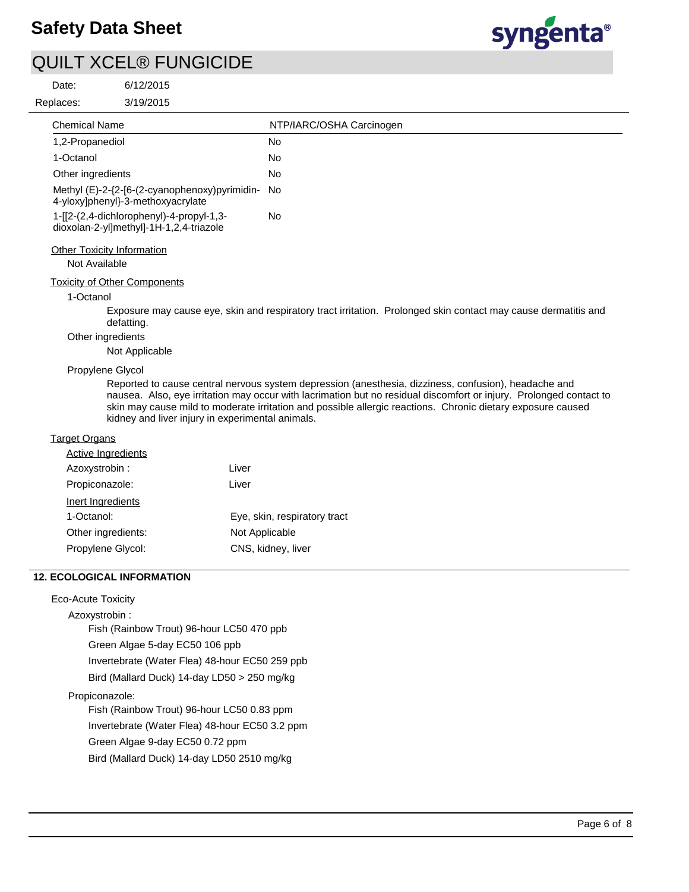| Chemical Name | NTP/IARC/OSHA Carcinogen |
| --- | --- |
| 1,2-Propanediol | No |
| 1-Octanol | No |
| Other ingredients | No |
| Methyl (E)-2-{2-[6-(2-cyanophenoxy)pyrimidin-4-yloxy]phenyl}-3-methoxyacrylate | No |
| 1-[[2-(2,4-dichlorophenyl)-4-propyl-1,3-dioxolan-2-yl]methyl]-1H-1,2,4-triazole | No |

Other Toxicity Information

Not Available

Toxicity of Other Components

1-Octanol

Exposure may cause eye, skin and respiratory tract irritation. Prolonged skin contact may cause dermatitis and defatting.

Other ingredients

Not Applicable

Propylene Glycol

Reported to cause central nervous system depression (anesthesia, dizziness, confusion), headache and nausea. Also, eye irritation may occur with lacrimation but no residual discomfort or injury. Prolonged contact to skin may cause mild to moderate irritation and possible allergic reactions. Chronic dietary exposure caused kidney and liver injury in experimental animals.

Target Organs

Active Ingredients

| | |
| --- | --- |
| Azoxystrobin : | Liver |
| Propiconazole: | Liver |

Inert Ingredients

| | |
| --- | --- |
| 1-Octanol: | Eye, skin, respiratory tract |
| Other ingredients: | Not Applicable |
| Propylene Glycol: | CNS, kidney, liver |

## 12. ECOLOGICAL INFORMATION

Eco-Acute Toxicity

Azoxystrobin :

- Fish (Rainbow Trout) 96-hour LC50 470 ppb
- Green Algae 5-day EC50 106 ppb
- Invertebrate (Water Flea) 48-hour EC50 259 ppb
- Bird (Mallard Duck) 14-day LD50 > 250 mg/kg

Propiconazole:

- Fish (Rainbow Trout) 96-hour LC50 0.83 ppm
- Invertebrate (Water Flea) 48-hour EC50 3.2 ppm
- Green Algae 9-day EC50 0.72 ppm
- Bird (Mallard Duck) 14-day LD50 2510 mg/kg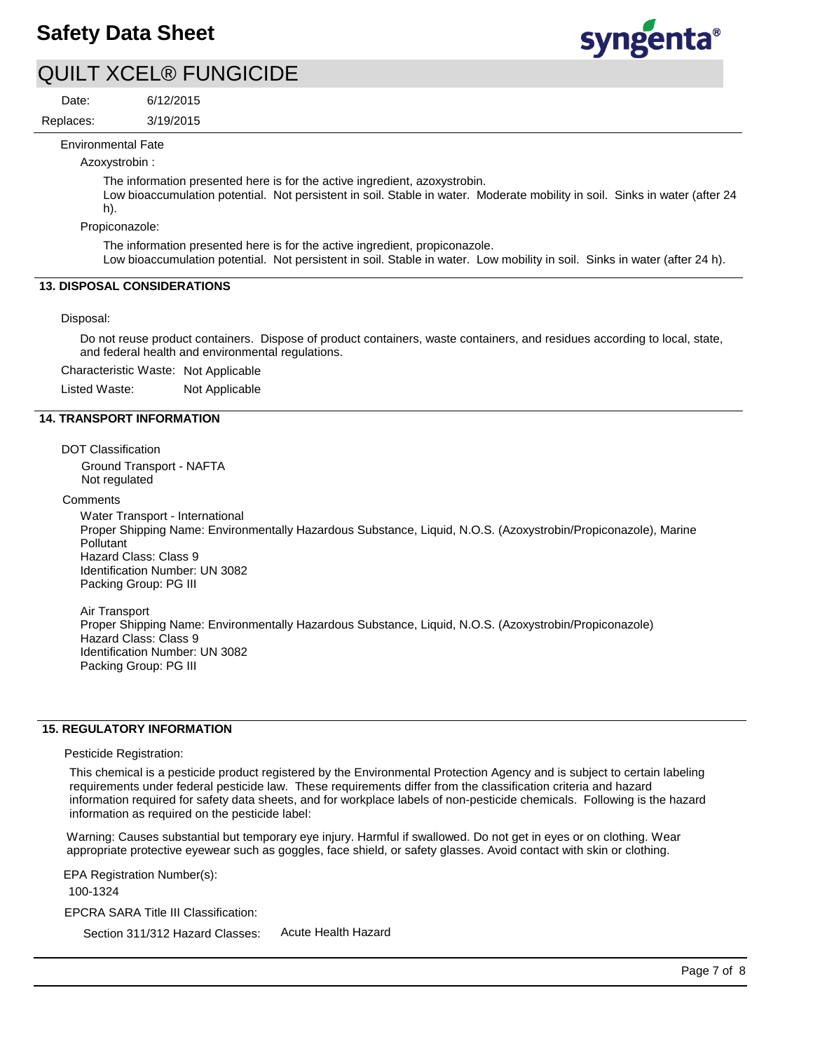Environmental Fate

Azoxystrobin :

The information presented here is for the active ingredient, azoxystrobin.
Low bioaccumulation potential. Not persistent in soil. Stable in water. Moderate mobility in soil. Sinks in water (after 24 h).

Propiconazole:

The information presented here is for the active ingredient, propiconazole.
Low bioaccumulation potential. Not persistent in soil. Stable in water. Low mobility in soil. Sinks in water (after 24 h).

## 13. DISPOSAL CONSIDERATIONS

Disposal:

Do not reuse product containers. Dispose of product containers, waste containers, and residues according to local, state, and federal health and environmental regulations.

Characteristic Waste: Not Applicable

Listed Waste: Not Applicable

## 14. TRANSPORT INFORMATION

DOT Classification

Ground Transport - NAFTA
Not regulated

Comments

Water Transport - International
Proper Shipping Name: Environmentally Hazardous Substance, Liquid, N.O.S. (Azoxystrobin/Propiconazole), Marine Pollutant
Hazard Class: Class 9
Identification Number: UN 3082
Packing Group: PG III

Air Transport
Proper Shipping Name: Environmentally Hazardous Substance, Liquid, N.O.S. (Azoxystrobin/Propiconazole)
Hazard Class: Class 9
Identification Number: UN 3082
Packing Group: PG III

## 15. REGULATORY INFORMATION

Pesticide Registration:

This chemical is a pesticide product registered by the Environmental Protection Agency and is subject to certain labeling requirements under federal pesticide law. These requirements differ from the classification criteria and hazard information required for safety data sheets, and for workplace labels of non-pesticide chemicals. Following is the hazard information as required on the pesticide label:

Warning: Causes substantial but temporary eye injury. Harmful if swallowed. Do not get in eyes or on clothing. Wear appropriate protective eyewear such as goggles, face shield, or safety glasses. Avoid contact with skin or clothing.

EPA Registration Number(s):

100-1324

EPCRA SARA Title III Classification:

Section 311/312 Hazard Classes: Acute Health Hazard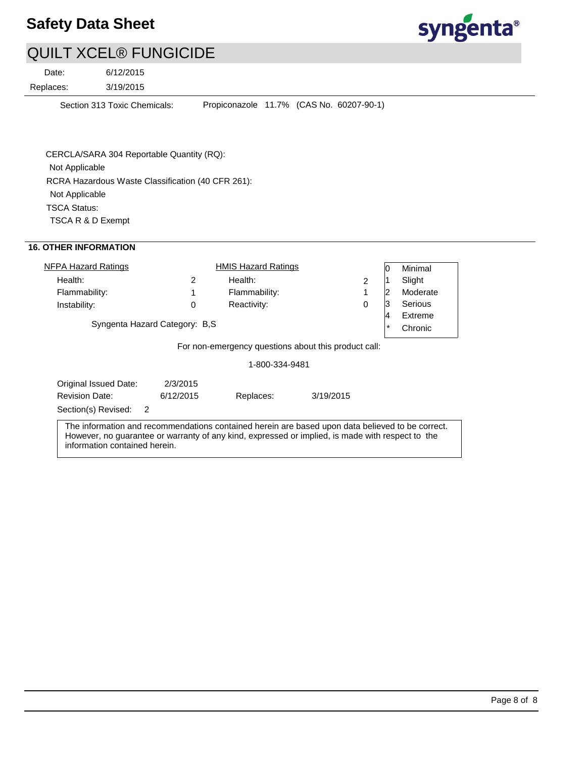Section 313 Toxic Chemicals: Propiconazole 11.7% (CAS No. 60207-90-1)

CERCLA/SARA 304 Reportable Quantity (RQ):

Not Applicable

RCRA Hazardous Waste Classification (40 CFR 261):

Not Applicable

TSCA Status:

TSCA R & D Exempt

## 16. OTHER INFORMATION

| NFPA Hazard Ratings | | HMIS Hazard Ratings | | | |
|---|---|---|---|---|---|
| Health: | 2 | Health: | 2 | 0 | Minimal |
| Flammability: | 1 | Flammability: | 1 | 1 | Slight |
| Instability: | 0 | Reactivity: | 0 | 2 | Moderate |
| | | | | 3 | Serious |
| | | | | 4 | Extreme |
| | | | | * | Chronic |

Syngenta Hazard Category: B,S

For non-emergency questions about this product call:

1-800-334-9481

Original Issued Date: 2/3/2015

Revision Date: 6/12/2015 Replaces: 3/19/2015

Section(s) Revised: 2

The information and recommendations contained herein are based upon data believed to be correct. However, no guarantee or warranty of any kind, expressed or implied, is made with respect to the information contained herein.